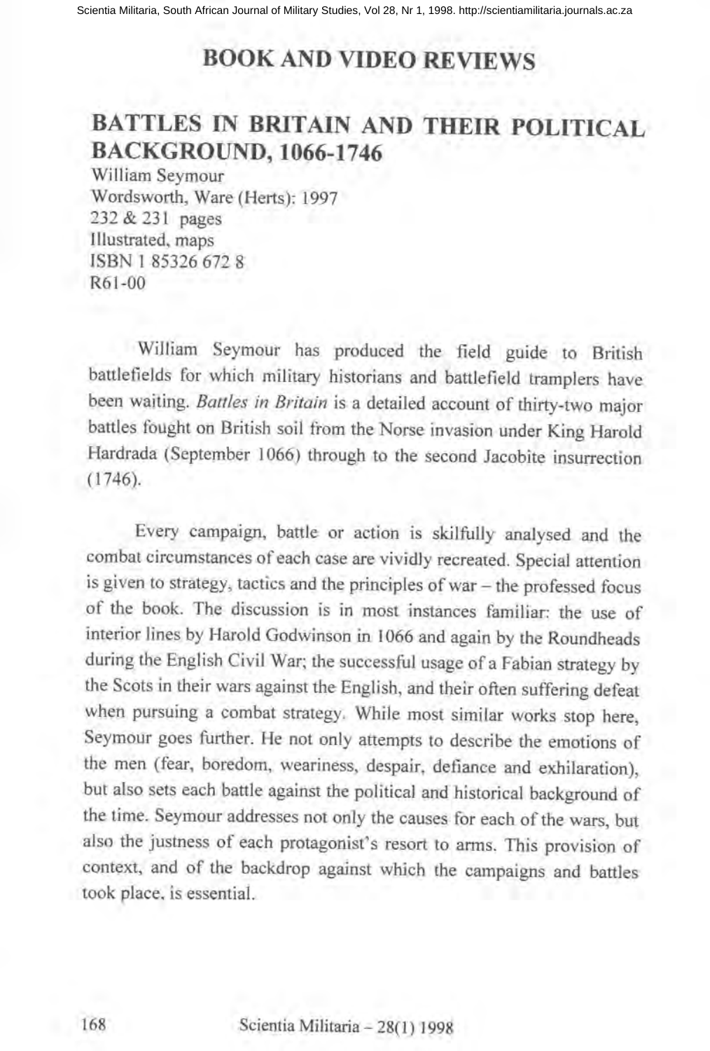# BOOK AND VIDEO REVIEWS

## BATTLES IN BRITAIN AND THEIR POLITICAL BACKGROUND, 1066-1746

William Seymour
Wordsworth, Ware (Herts): 1997
232 & 231 pages
Illustrated, maps
ISBN 1 85326 672 8
R61-00

William Seymour has produced the field guide to British battlefields for which military historians and battlefield tramplers have been waiting. *Battles in Britain* is a detailed account of thirty-two major battles fought on British soil from the Norse invasion under King Harold Hardrada (September 1066) through to the second Jacobite insurrection (1746).

Every campaign, battle or action is skilfully analysed and the combat circumstances of each case are vividly recreated. Special attention is given to strategy, tactics and the principles of war – the professed focus of the book. The discussion is in most instances familiar: the use of interior lines by Harold Godwinson in 1066 and again by the Roundheads during the English Civil War; the successful usage of a Fabian strategy by the Scots in their wars against the English, and their often suffering defeat when pursuing a combat strategy. While most similar works stop here, Seymour goes further. He not only attempts to describe the emotions of the men (fear, boredom, weariness, despair, defiance and exhilaration), but also sets each battle against the political and historical background of the time. Seymour addresses not only the causes for each of the wars, but also the justness of each protagonist's resort to arms. This provision of context, and of the backdrop against which the campaigns and battles took place, is essential.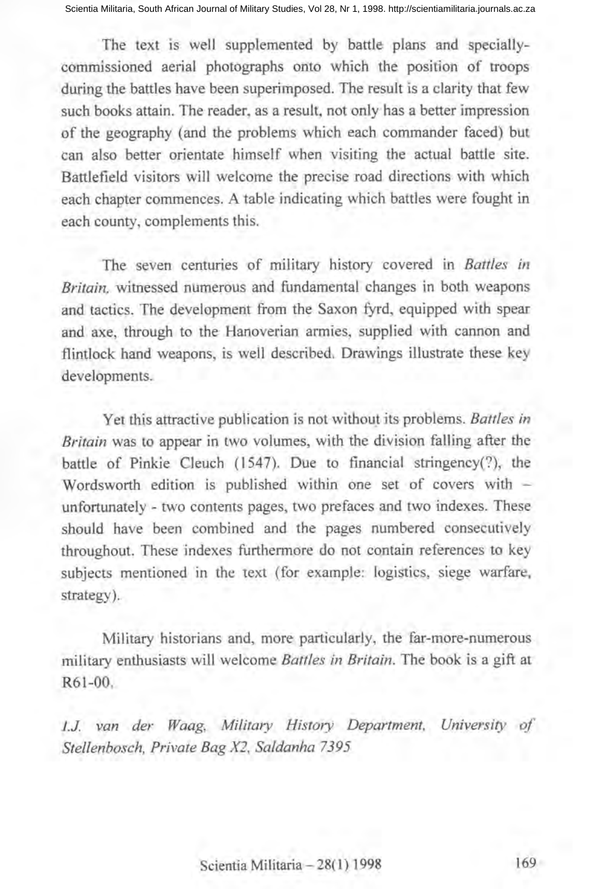The text is well supplemented by battle plans and specially-commissioned aerial photographs onto which the position of troops during the battles have been superimposed. The result is a clarity that few such books attain. The reader, as a result, not only has a better impression of the geography (and the problems which each commander faced) but can also better orientate himself when visiting the actual battle site. Battlefield visitors will welcome the precise road directions with which each chapter commences. A table indicating which battles were fought in each county, complements this.

The seven centuries of military history covered in *Battles in Britain*, witnessed numerous and fundamental changes in both weapons and tactics. The development from the Saxon fyrd, equipped with spear and axe, through to the Hanoverian armies, supplied with cannon and flintlock hand weapons, is well described. Drawings illustrate these key developments.

Yet this attractive publication is not without its problems. *Battles in Britain* was to appear in two volumes, with the division falling after the battle of Pinkie Cleuch (1547). Due to financial stringency(?), the Wordsworth edition is published within one set of covers with – unfortunately - two contents pages, two prefaces and two indexes. These should have been combined and the pages numbered consecutively throughout. These indexes furthermore do not contain references to key subjects mentioned in the text (for example: logistics, siege warfare, strategy).

Military historians and, more particularly, the far-more-numerous military enthusiasts will welcome *Battles in Britain*. The book is a gift at R61-00.

*I.J. van der Waag, Military History Department, University of Stellenbosch, Private Bag X2, Saldanha 7395*